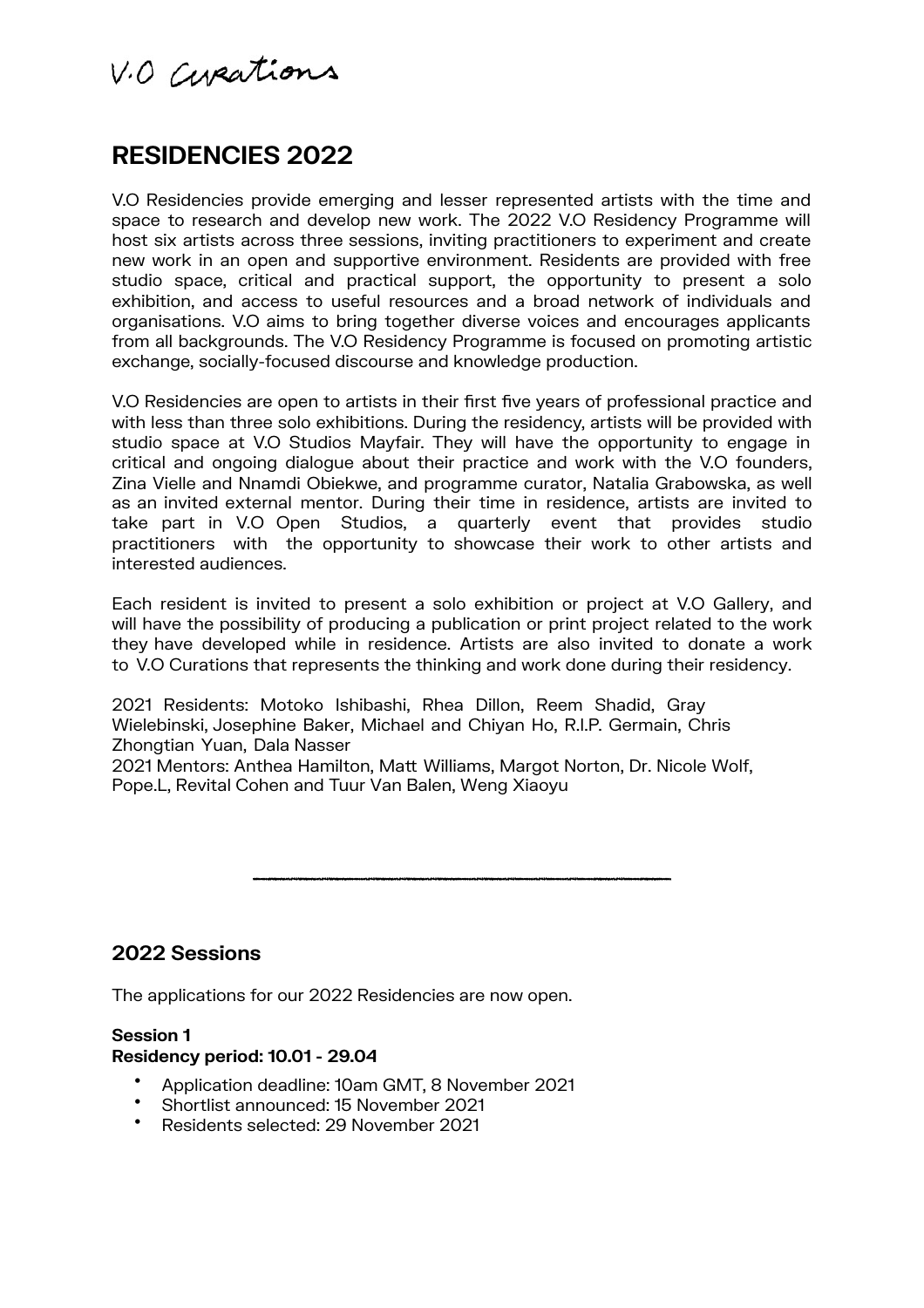V.O Curations

# RESIDENCIES 2022

V.O Residencies provide emerging and lesser represented artists with the time and space to research and develop new work. The 2022 V.O Residency Programme will host six artists across three sessions, inviting practitioners to experiment and create new work in an open and supportive environment. Residents are provided with free studio space, critical and practical support, the opportunity to present a solo exhibition, and access to useful resources and a broad network of individuals and organisations. V.O aims to bring together diverse voices and encourages applicants from all backgrounds. The V.O Residency Programme is focused on promoting artistic exchange, socially-focused discourse and knowledge production.

V.O Residencies are open to artists in their first five years of professional practice and with less than three solo exhibitions. During the residency, artists will be provided with studio space at V.O Studios Mayfair. They will have the opportunity to engage in critical and ongoing dialogue about their practice and work with the V.O founders, Zina Vielle and Nnamdi Obiekwe, and programme curator, Natalia Grabowska, as well as an invited external mentor. During their time in residence, artists are invited to take part in V.O Open Studios, a quarterly event that provides studio practitioners with the opportunity to showcase their work to other artists and interested audiences.

Each resident is invited to present a solo exhibition or project at V.O Gallery, and will have the possibility of producing a publication or print project related to the work they have developed while in residence. Artists are also invited to donate a work to V.O Curations that represents the thinking and work done during their residency.

2021 Residents: Motoko Ishibashi, Rhea Dillon, Reem Shadid, Gray Wielebinski, Josephine Baker, Michael and Chiyan Ho, R.I.P. Germain, Chris Zhongtian Yuan, Dala Nasser
2021 Mentors: Anthea Hamilton, Matt Williams, Margot Norton, Dr. Nicole Wolf, Pope.L, Revital Cohen and Tuur Van Balen, Weng Xiaoyu

---

## 2022 Sessions

The applications for our 2022 Residencies are now open.

**Session 1**
**Residency period: 10.01 - 29.04**

- Application deadline: 10am GMT, 8 November 2021
- Shortlist announced: 15 November 2021
- Residents selected: 29 November 2021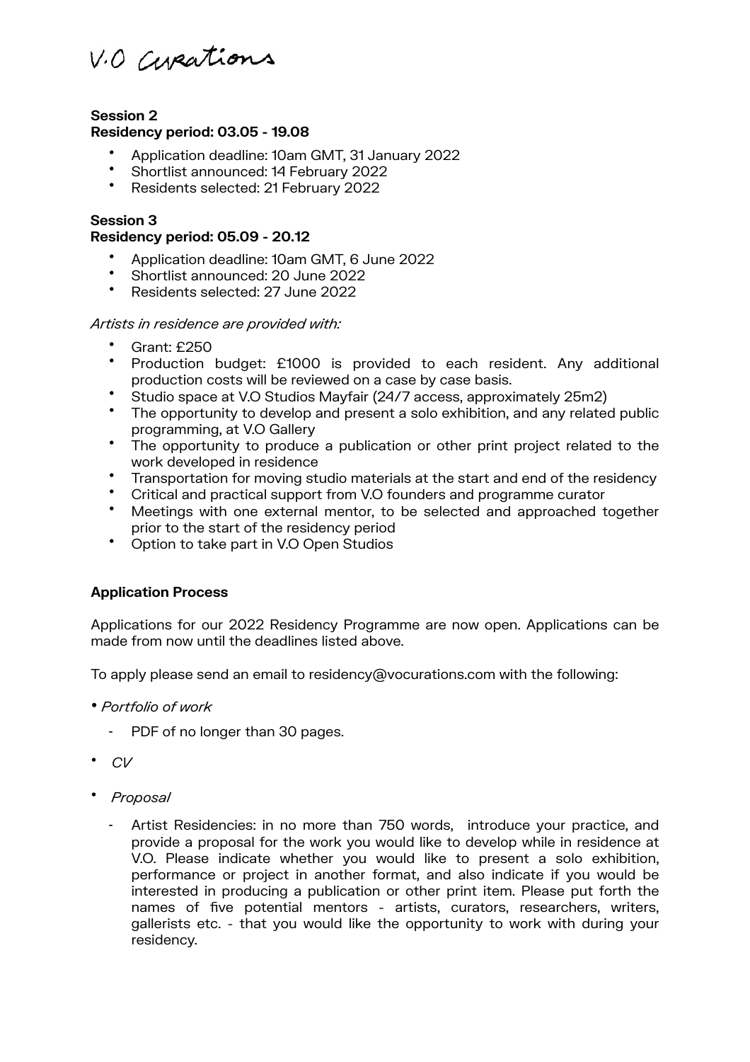V.O Curations

**Session 2**
**Residency period: 03.05 - 19.08**

- Application deadline: 10am GMT, 31 January 2022
- Shortlist announced: 14 February 2022
- Residents selected: 21 February 2022

**Session 3**
**Residency period: 05.09 - 20.12**

- Application deadline: 10am GMT, 6 June 2022
- Shortlist announced: 20 June 2022
- Residents selected: 27 June 2022

*Artists in residence are provided with:*

- Grant: £250
- Production budget: £1000 is provided to each resident. Any additional production costs will be reviewed on a case by case basis.
- Studio space at V.O Studios Mayfair (24/7 access, approximately 25m2)
- The opportunity to develop and present a solo exhibition, and any related public programming, at V.O Gallery
- The opportunity to produce a publication or other print project related to the work developed in residence
- Transportation for moving studio materials at the start and end of the residency
- Critical and practical support from V.O founders and programme curator
- Meetings with one external mentor, to be selected and approached together prior to the start of the residency period
- Option to take part in V.O Open Studios

**Application Process**

Applications for our 2022 Residency Programme are now open. Applications can be made from now until the deadlines listed above.

To apply please send an email to residency@vocurations.com with the following:

- *Portfolio of work*
  - PDF of no longer than 30 pages.
- *CV*
- *Proposal*
  - Artist Residencies: in no more than 750 words, introduce your practice, and provide a proposal for the work you would like to develop while in residence at V.O. Please indicate whether you would like to present a solo exhibition, performance or project in another format, and also indicate if you would be interested in producing a publication or other print item. Please put forth the names of five potential mentors - artists, curators, researchers, writers, gallerists etc. - that you would like the opportunity to work with during your residency.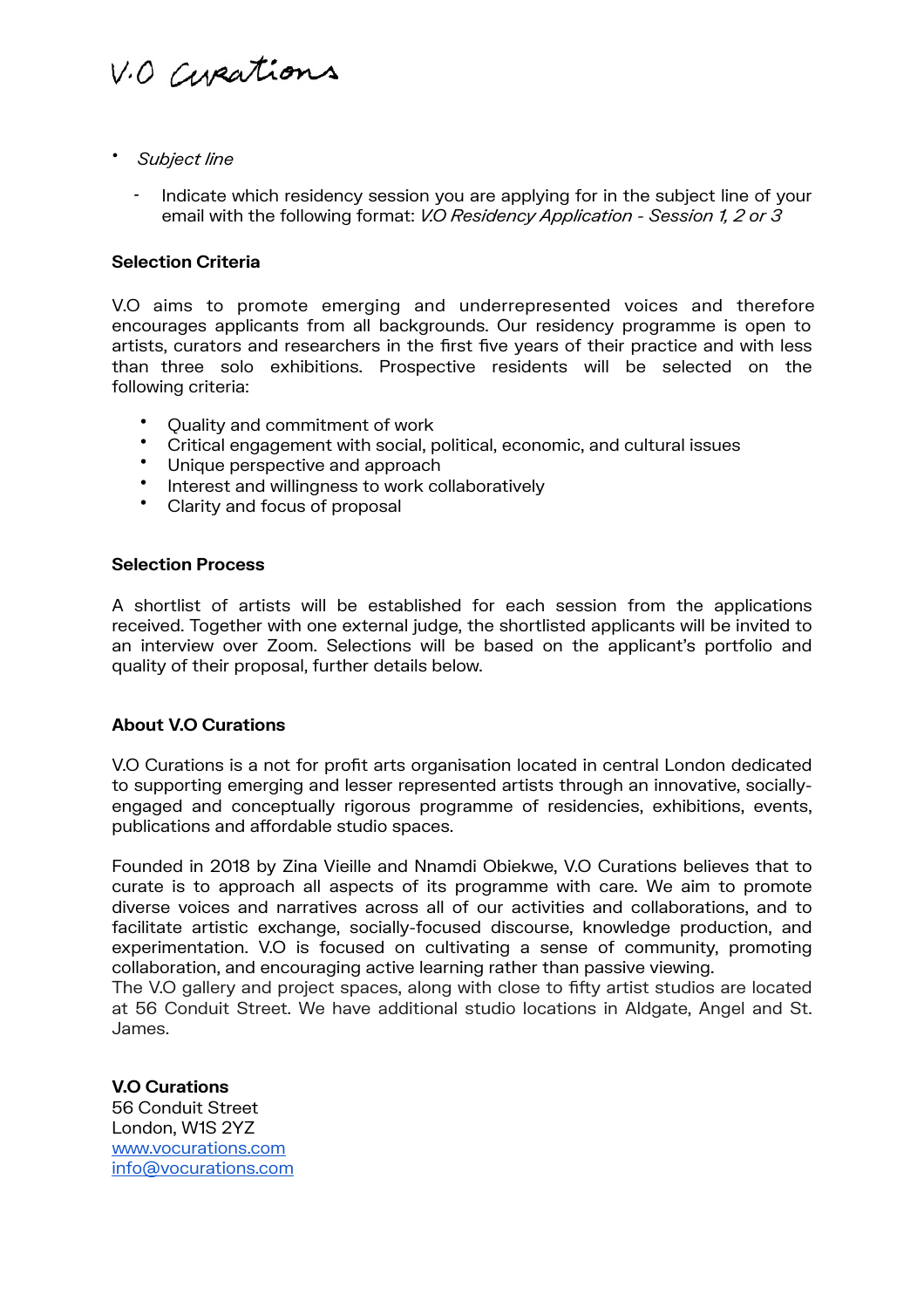V.O Curations

- *Subject line*
  - Indicate which residency session you are applying for in the subject line of your email with the following format: *V.O Residency Application - Session 1, 2 or 3*

**Selection Criteria**

V.O aims to promote emerging and underrepresented voices and therefore encourages applicants from all backgrounds. Our residency programme is open to artists, curators and researchers in the first five years of their practice and with less than three solo exhibitions. Prospective residents will be selected on the following criteria:

- Quality and commitment of work
- Critical engagement with social, political, economic, and cultural issues
- Unique perspective and approach
- Interest and willingness to work collaboratively
- Clarity and focus of proposal

**Selection Process**

A shortlist of artists will be established for each session from the applications received. Together with one external judge, the shortlisted applicants will be invited to an interview over Zoom. Selections will be based on the applicant's portfolio and quality of their proposal, further details below.

**About V.O Curations**

V.O Curations is a not for profit arts organisation located in central London dedicated to supporting emerging and lesser represented artists through an innovative, socially-engaged and conceptually rigorous programme of residencies, exhibitions, events, publications and affordable studio spaces.

Founded in 2018 by Zina Vieille and Nnamdi Obiekwe, V.O Curations believes that to curate is to approach all aspects of its programme with care. We aim to promote diverse voices and narratives across all of our activities and collaborations, and to facilitate artistic exchange, socially-focused discourse, knowledge production, and experimentation. V.O is focused on cultivating a sense of community, promoting collaboration, and encouraging active learning rather than passive viewing.
The V.O gallery and project spaces, along with close to fifty artist studios are located at 56 Conduit Street. We have additional studio locations in Aldgate, Angel and St. James.

**V.O Curations**
56 Conduit Street
London, W1S 2YZ
www.vocurations.com
info@vocurations.com